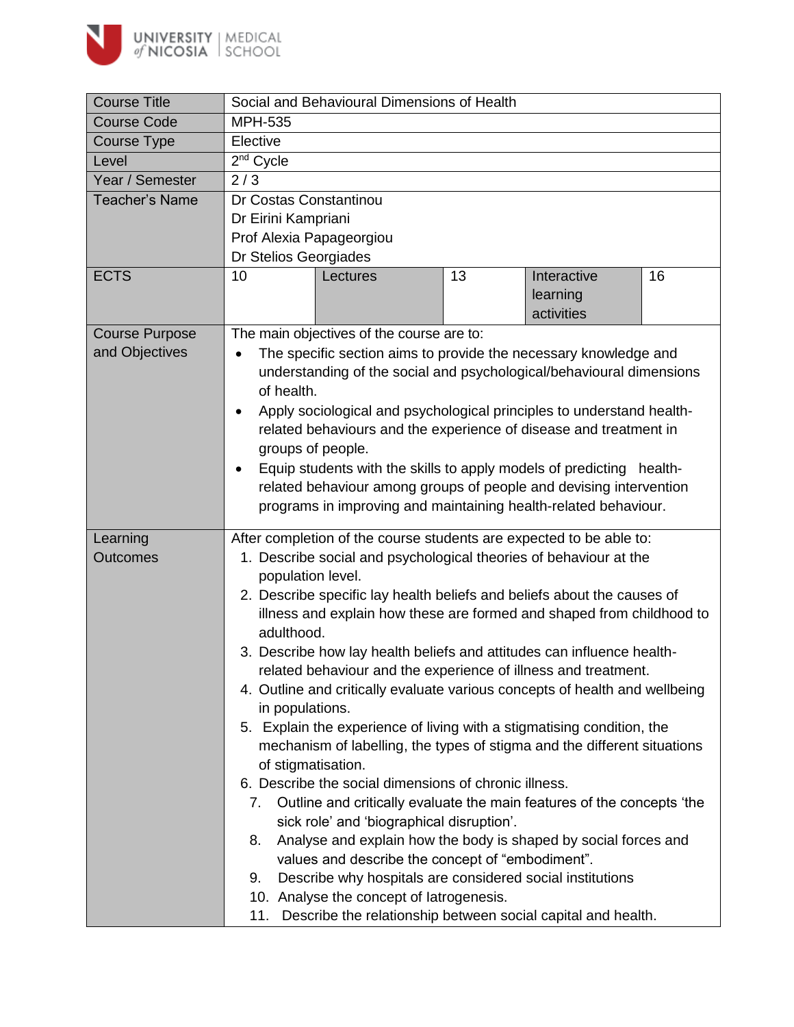UNIVERSITY of NICOSIA | MEDICAL SCHOOL

| Course Title | Social and Behavioural Dimensions of Health | | | | |
|---|---|---|---|---|---|
| Course Code | MPH-535 | | | | |
| Course Type | Elective | | | | |
| Level | 2nd Cycle | | | | |
| Year / Semester | 2 / 3 | | | | |
| Teacher's Name | Dr Costas Constantinou<br>Dr Eirini Kampriani<br>Prof Alexia Papageorgiou<br>Dr Stelios Georgiades | | | | |
| ECTS | 10 | Lectures | 13 | Interactive learning activities | 16 |
| Course Purpose and Objectives | The main objectives of the course are to:<br>• The specific section aims to provide the necessary knowledge and understanding of the social and psychological/behavioural dimensions of health.<br>• Apply sociological and psychological principles to understand health-related behaviours and the experience of disease and treatment in groups of people.<br>• Equip students with the skills to apply models of predicting health-related behaviour among groups of people and devising intervention programs in improving and maintaining health-related behaviour. | | | | |
| Learning Outcomes | After completion of the course students are expected to be able to:<br>1. Describe social and psychological theories of behaviour at the population level.<br>2. Describe specific lay health beliefs and beliefs about the causes of illness and explain how these are formed and shaped from childhood to adulthood.<br>3. Describe how lay health beliefs and attitudes can influence health-related behaviour and the experience of illness and treatment.<br>4. Outline and critically evaluate various concepts of health and wellbeing in populations.<br>5. Explain the experience of living with a stigmatising condition, the mechanism of labelling, the types of stigma and the different situations of stigmatisation.<br>6. Describe the social dimensions of chronic illness.<br>7. Outline and critically evaluate the main features of the concepts 'the sick role' and 'biographical disruption'.<br>8. Analyse and explain how the body is shaped by social forces and values and describe the concept of "embodiment".<br>9. Describe why hospitals are considered social institutions<br>10. Analyse the concept of Iatrogenesis.<br>11. Describe the relationship between social capital and health. | | | | |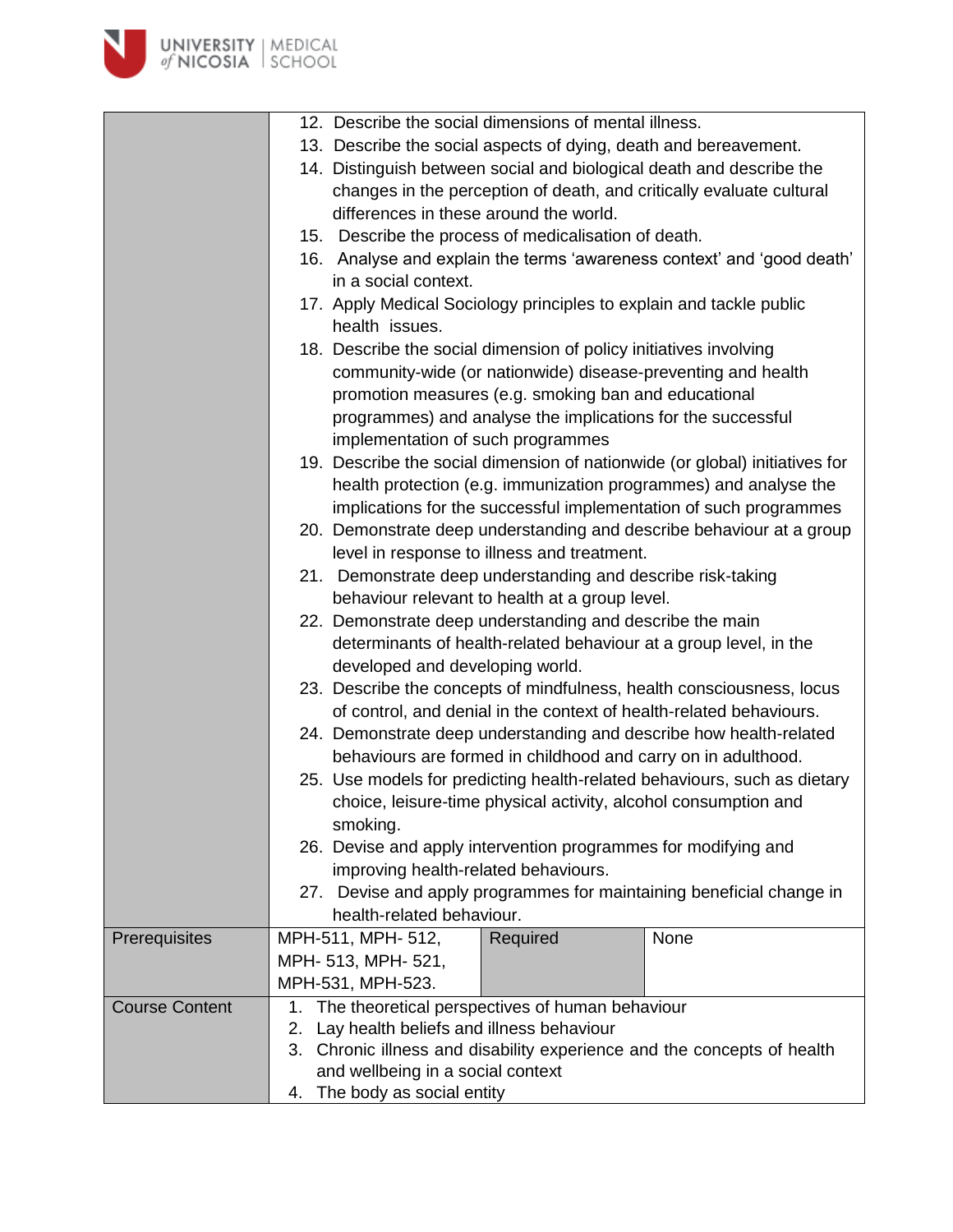| | | | |
|---|---|---|---|
| | 12. Describe the social dimensions of mental illness.<br>13. Describe the social aspects of dying, death and bereavement.<br>14. Distinguish between social and biological death and describe the changes in the perception of death, and critically evaluate cultural differences in these around the world.<br>15. Describe the process of medicalisation of death.<br>16. Analyse and explain the terms 'awareness context' and 'good death' in a social context.<br>17. Apply Medical Sociology principles to explain and tackle public health issues.<br>18. Describe the social dimension of policy initiatives involving community-wide (or nationwide) disease-preventing and health promotion measures (e.g. smoking ban and educational programmes) and analyse the implications for the successful implementation of such programmes<br>19. Describe the social dimension of nationwide (or global) initiatives for health protection (e.g. immunization programmes) and analyse the implications for the successful implementation of such programmes<br>20. Demonstrate deep understanding and describe behaviour at a group level in response to illness and treatment.<br>21. Demonstrate deep understanding and describe risk-taking behaviour relevant to health at a group level.<br>22. Demonstrate deep understanding and describe the main determinants of health-related behaviour at a group level, in the developed and developing world.<br>23. Describe the concepts of mindfulness, health consciousness, locus of control, and denial in the context of health-related behaviours.<br>24. Demonstrate deep understanding and describe how health-related behaviours are formed in childhood and carry on in adulthood.<br>25. Use models for predicting health-related behaviours, such as dietary choice, leisure-time physical activity, alcohol consumption and smoking.<br>26. Devise and apply intervention programmes for modifying and improving health-related behaviours.<br>27. Devise and apply programmes for maintaining beneficial change in health-related behaviour. | | |
| Prerequisites | MPH-511, MPH- 512, MPH- 513, MPH- 521, MPH-531, MPH-523. | Required | None |
| Course Content | 1. The theoretical perspectives of human behaviour<br>2. Lay health beliefs and illness behaviour<br>3. Chronic illness and disability experience and the concepts of health and wellbeing in a social context<br>4. The body as social entity | | |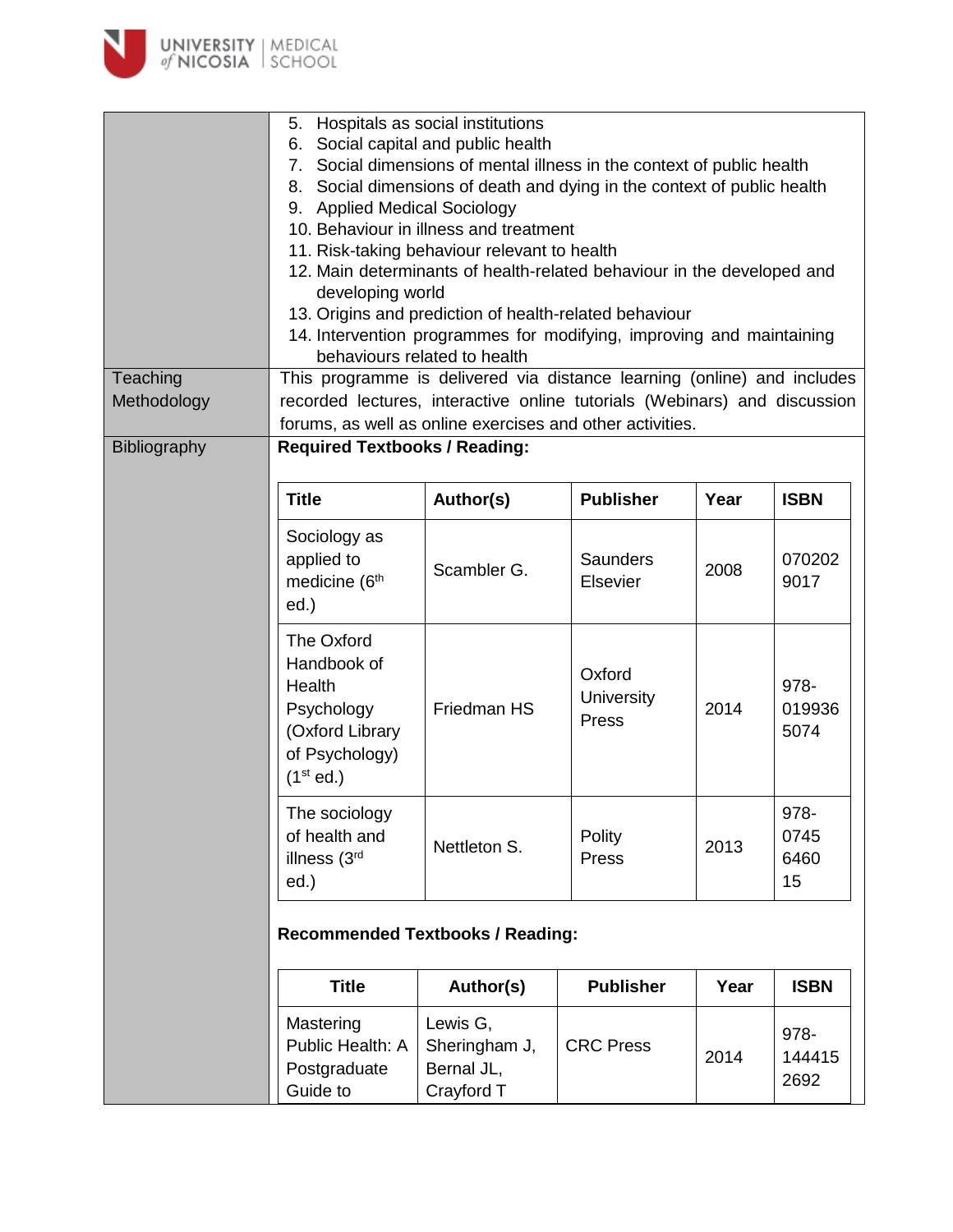5. Hospitals as social institutions
6. Social capital and public health
7. Social dimensions of mental illness in the context of public health
8. Social dimensions of death and dying in the context of public health
9. Applied Medical Sociology
10. Behaviour in illness and treatment
11. Risk-taking behaviour relevant to health
12. Main determinants of health-related behaviour in the developed and developing world
13. Origins and prediction of health-related behaviour
14. Intervention programmes for modifying, improving and maintaining behaviours related to health

**Teaching Methodology**

This programme is delivered via distance learning (online) and includes recorded lectures, interactive online tutorials (Webinars) and discussion forums, as well as online exercises and other activities.

**Bibliography**

**Required Textbooks / Reading:**

| Title | Author(s) | Publisher | Year | ISBN |
|---|---|---|---|---|
| Sociology as applied to medicine (6th ed.) | Scambler G. | Saunders Elsevier | 2008 | 0702029017 |
| The Oxford Handbook of Health Psychology (Oxford Library of Psychology) (1st ed.) | Friedman HS | Oxford University Press | 2014 | 978-0199365074 |
| The sociology of health and illness (3rd ed.) | Nettleton S. | Polity Press | 2013 | 978-0745646015 |

**Recommended Textbooks / Reading:**

| Title | Author(s) | Publisher | Year | ISBN |
|---|---|---|---|---|
| Mastering Public Health: A Postgraduate Guide to | Lewis G, Sheringham J, Bernal JL, Crayford T | CRC Press | 2014 | 978-1444152692 |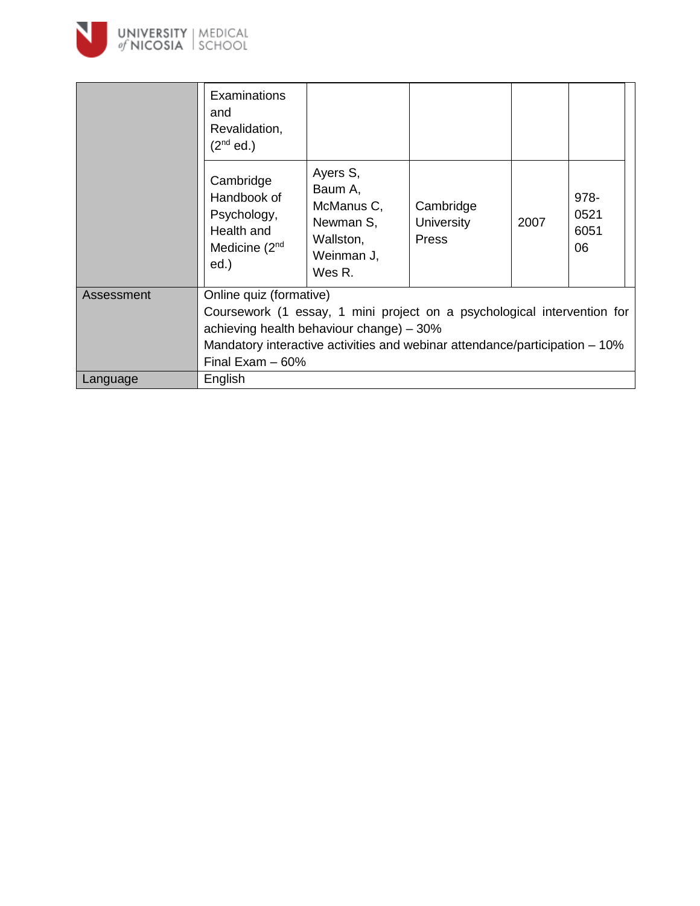| | | | | | |
|---|---|---|---|---|---|
| | Examinations and Revalidation, (2nd ed.) | | | | |
| | Cambridge Handbook of Psychology, Health and Medicine (2nd ed.) | Ayers S, Baum A, McManus C, Newman S, Wallston, Weinman J, Wes R. | Cambridge University Press | 2007 | 978-0521605106 |
| Assessment | Online quiz (formative)<br>Coursework (1 essay, 1 mini project on a psychological intervention for achieving health behaviour change) – 30%<br>Mandatory interactive activities and webinar attendance/participation – 10%<br>Final Exam – 60% | | | | |
| Language | English | | | | |